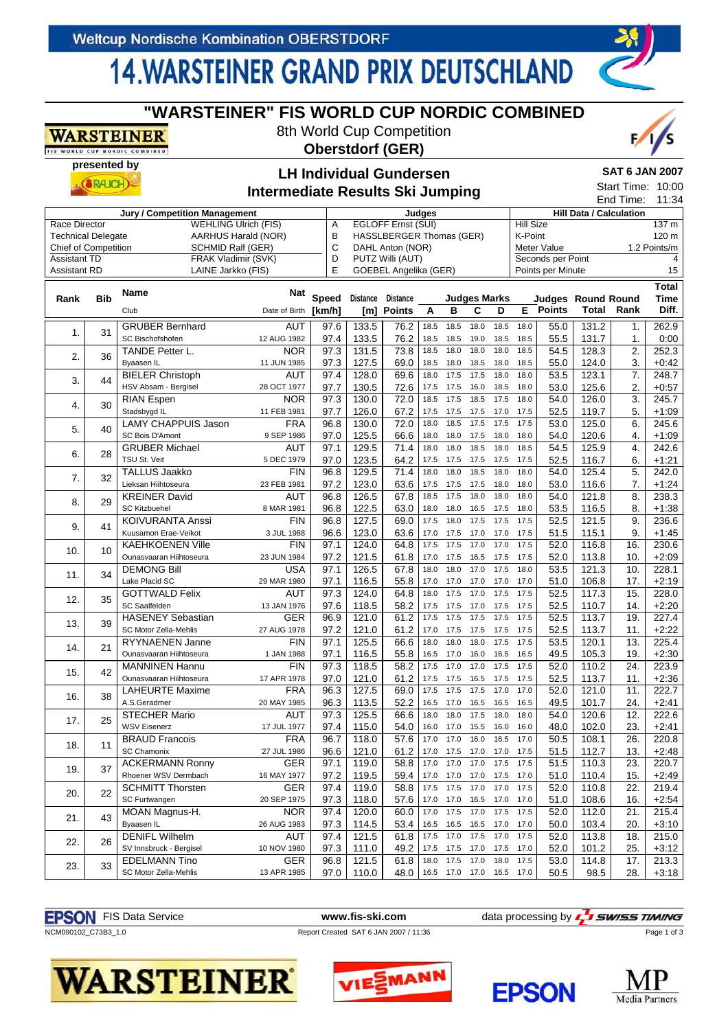Weltcup Nordische Kombination OBERSTDORF

# 14.WARSTEINER GRAND PRIX DEUTSCHLAND

## "WARSTEINER" FIS WORLD CUP NORDIC COMBINED

8th World Cup Competition

**Oberstdorf (GER)**

presented by RAUCH

### LH Individual Gundersen
### Intermediate Results Ski Jumping

**SAT 6 JAN 2007**

Start Time: 10:00
End Time: 11:34

| Jury / Competition Management | | Judges | | Hill Data / Calculation | |
|---|---|---|---|---|---|
| Race Director | WEHLING Ulrich (FIS) | A | EGLOFF Ernst (SUI) | Hill Size | 137 m |
| Technical Delegate | AARHUS Harald (NOR) | B | HASSLBERGER Thomas (GER) | K-Point | 120 m |
| Chief of Competition | SCHMID Ralf (GER) | C | DAHL Anton (NOR) | Meter Value | 1.2 Points/m |
| Assistant TD | FRAK Vladimir (SVK) | D | PUTZ Willi (AUT) | Seconds per Point | 4 |
| Assistant RD | LAINE Jarkko (FIS) | E | GOEBEL Angelika (GER) | Points per Minute | 15 |

| Rank | Bib | Name / Club | Nat / Date of Birth | Speed [km/h] | Distance [m] | Distance Points | A | B | C | D | E | Judges Points | Round Total | Round Rank | Total Time Diff. |
|---|---|---|---|---|---|---|---|---|---|---|---|---|---|---|---|
| 1. | 31 | GRUBER Bernhard | AUT | 97.6 | 133.5 | 76.2 | 18.5 | 18.5 | 18.0 | 18.5 | 18.0 | 55.0 | 131.2 | 1. | 262.9 |
| | | SC Bischofshofen | 12 AUG 1982 | 97.4 | 133.5 | 76.2 | 18.5 | 18.5 | 19.0 | 18.5 | 18.5 | 55.5 | 131.7 | 1. | 0:00 |
| 2. | 36 | TANDE Petter L. | NOR | 97.3 | 131.5 | 73.8 | 18.5 | 18.0 | 18.0 | 18.0 | 18.5 | 54.5 | 128.3 | 2. | 252.3 |
| | | Byaasen IL | 11 JUN 1985 | 97.3 | 127.5 | 69.0 | 18.5 | 18.0 | 18.5 | 18.0 | 18.5 | 55.0 | 124.0 | 3. | +0:42 |
| 3. | 44 | BIELER Christoph | AUT | 97.4 | 128.0 | 69.6 | 18.0 | 17.5 | 17.5 | 18.0 | 18.0 | 53.5 | 123.1 | 7. | 248.7 |
| | | HSV Absam - Bergisel | 28 OCT 1977 | 97.7 | 130.5 | 72.6 | 17.5 | 17.5 | 16.0 | 18.5 | 18.0 | 53.0 | 125.6 | 2. | +0:57 |
| 4. | 30 | RIAN Espen | NOR | 97.3 | 130.0 | 72.0 | 18.5 | 17.5 | 18.5 | 17.5 | 18.0 | 54.0 | 126.0 | 3. | 245.7 |
| | | Stadsbygd IL | 11 FEB 1981 | 97.7 | 126.0 | 67.2 | 17.5 | 17.5 | 17.5 | 17.0 | 17.5 | 52.5 | 119.7 | 5. | +1:09 |
| 5. | 40 | LAMY CHAPPUIS Jason | FRA | 96.8 | 130.0 | 72.0 | 18.0 | 18.5 | 17.5 | 17.5 | 17.5 | 53.0 | 125.0 | 6. | 245.6 |
| | | SC Bois D'Amont | 9 SEP 1986 | 97.0 | 125.5 | 66.6 | 18.0 | 18.0 | 17.5 | 18.0 | 18.0 | 54.0 | 120.6 | 4. | +1:09 |
| 6. | 28 | GRUBER Michael | AUT | 97.1 | 129.5 | 71.4 | 18.0 | 18.0 | 18.5 | 18.0 | 18.5 | 54.5 | 125.9 | 4. | 242.6 |
| | | TSU St. Veit | 5 DEC 1979 | 97.0 | 123.5 | 64.2 | 17.5 | 17.5 | 17.5 | 17.5 | 17.5 | 52.5 | 116.7 | 6. | +1:21 |
| 7. | 32 | TALLUS Jaakko | FIN | 96.8 | 129.5 | 71.4 | 18.0 | 18.0 | 18.5 | 18.0 | 18.0 | 54.0 | 125.4 | 5. | 242.0 |
| | | Lieksan Hiihtoseura | 23 FEB 1981 | 97.2 | 123.0 | 63.6 | 17.5 | 17.5 | 17.5 | 18.0 | 18.0 | 53.0 | 116.6 | 7. | +1:24 |
| 8. | 29 | KREINER David | AUT | 96.8 | 126.5 | 67.8 | 18.5 | 17.5 | 18.0 | 18.0 | 18.0 | 54.0 | 121.8 | 8. | 238.3 |
| | | SC Kitzbuehel | 8 MAR 1981 | 96.8 | 122.5 | 63.0 | 18.0 | 18.0 | 16.5 | 17.5 | 18.0 | 53.5 | 116.5 | 8. | +1:38 |
| 9. | 41 | KOIVURANTA Anssi | FIN | 96.8 | 127.5 | 69.0 | 17.5 | 18.0 | 17.5 | 17.5 | 17.5 | 52.5 | 121.5 | 9. | 236.6 |
| | | Kuusamon Erae-Veikot | 3 JUL 1988 | 96.6 | 123.0 | 63.6 | 17.0 | 17.5 | 17.0 | 17.0 | 17.5 | 51.5 | 115.1 | 9. | +1:45 |
| 10. | 10 | KAEHKOENEN Ville | FIN | 97.1 | 124.0 | 64.8 | 17.5 | 17.5 | 17.0 | 17.0 | 17.5 | 52.0 | 116.8 | 16. | 230.6 |
| | | Ounasvaaran Hiihtoseura | 23 JUN 1984 | 97.2 | 121.5 | 61.8 | 17.0 | 17.5 | 16.5 | 17.5 | 17.5 | 52.0 | 113.8 | 10. | +2:09 |
| 11. | 34 | DEMONG Bill | USA | 97.1 | 126.5 | 67.8 | 18.0 | 18.0 | 17.0 | 17.5 | 18.0 | 53.5 | 121.3 | 10. | 228.1 |
| | | Lake Placid SC | 29 MAR 1980 | 97.1 | 116.5 | 55.8 | 17.0 | 17.0 | 17.0 | 17.0 | 17.0 | 51.0 | 106.8 | 17. | +2:19 |
| 12. | 35 | GOTTWALD Felix | AUT | 97.3 | 124.0 | 64.8 | 18.0 | 17.5 | 17.0 | 17.5 | 17.5 | 52.5 | 117.3 | 15. | 228.0 |
| | | SC Saalfelden | 13 JAN 1976 | 97.6 | 118.5 | 58.2 | 17.5 | 17.5 | 17.0 | 17.5 | 17.5 | 52.5 | 110.7 | 14. | +2:20 |
| 13. | 39 | HASENEY Sebastian | GER | 96.9 | 121.0 | 61.2 | 17.5 | 17.5 | 17.5 | 17.5 | 17.5 | 52.5 | 113.7 | 19. | 227.4 |
| | | SC Motor Zella-Mehlis | 27 AUG 1978 | 97.2 | 121.0 | 61.2 | 17.0 | 17.5 | 17.5 | 17.5 | 17.5 | 52.5 | 113.7 | 11. | +2:22 |
| 14. | 21 | RYYNAENEN Janne | FIN | 97.1 | 125.5 | 66.6 | 18.0 | 18.0 | 18.0 | 17.5 | 17.5 | 53.5 | 120.1 | 13. | 225.4 |
| | | Ounasvaaran Hiihtoseura | 1 JAN 1988 | 97.1 | 116.5 | 55.8 | 16.5 | 17.0 | 16.0 | 16.5 | 16.5 | 49.5 | 105.3 | 19. | +2:30 |
| 15. | 42 | MANNINEN Hannu | FIN | 97.3 | 118.5 | 58.2 | 17.5 | 17.0 | 17.0 | 17.5 | 17.5 | 52.0 | 110.2 | 24. | 223.9 |
| | | Ounasvaaran Hiihtoseura | 17 APR 1978 | 97.0 | 121.0 | 61.2 | 17.5 | 17.5 | 16.5 | 17.5 | 17.5 | 52.5 | 113.7 | 11. | +2:36 |
| 16. | 38 | LAHEURTE Maxime | FRA | 96.3 | 127.5 | 69.0 | 17.5 | 17.5 | 17.5 | 17.0 | 17.0 | 52.0 | 121.0 | 11. | 222.7 |
| | | A.S.Geradmer | 20 MAY 1985 | 96.3 | 113.5 | 52.2 | 16.5 | 17.0 | 16.5 | 16.5 | 16.5 | 49.5 | 101.7 | 24. | +2:41 |
| 17. | 25 | STECHER Mario | AUT | 97.3 | 125.5 | 66.6 | 18.0 | 18.0 | 17.5 | 18.0 | 18.0 | 54.0 | 120.6 | 12. | 222.6 |
| | | WSV Eisenerz | 17 JUL 1977 | 97.4 | 115.0 | 54.0 | 16.0 | 17.0 | 15.5 | 16.0 | 16.0 | 48.0 | 102.0 | 23. | +2:41 |
| 18. | 11 | BRAUD Francois | FRA | 96.7 | 118.0 | 57.6 | 17.0 | 17.0 | 16.0 | 16.5 | 17.0 | 50.5 | 108.1 | 26. | 220.8 |
| | | SC Chamonix | 27 JUL 1986 | 96.6 | 121.0 | 61.2 | 17.0 | 17.5 | 17.0 | 17.0 | 17.5 | 51.5 | 112.7 | 13. | +2:48 |
| 19. | 37 | ACKERMANN Ronny | GER | 97.1 | 119.0 | 58.8 | 17.0 | 17.0 | 17.0 | 17.5 | 17.5 | 51.5 | 110.3 | 23. | 220.7 |
| | | Rhoener WSV Dermbach | 16 MAY 1977 | 97.2 | 119.5 | 59.4 | 17.0 | 17.0 | 17.0 | 17.5 | 17.0 | 51.0 | 110.4 | 15. | +2:49 |
| 20. | 22 | SCHMITT Thorsten | GER | 97.4 | 119.0 | 58.8 | 17.5 | 17.5 | 17.0 | 17.0 | 17.5 | 52.0 | 110.8 | 22. | 219.4 |
| | | SC Furtwangen | 20 SEP 1975 | 97.3 | 118.0 | 57.6 | 17.0 | 17.0 | 16.5 | 17.0 | 17.0 | 51.0 | 108.6 | 16. | +2:54 |
| 21. | 43 | MOAN Magnus-H. | NOR | 97.4 | 120.0 | 60.0 | 17.0 | 17.5 | 17.0 | 17.5 | 17.5 | 52.0 | 112.0 | 21. | 215.4 |
| | | Byaasen IL | 26 AUG 1983 | 97.3 | 114.5 | 53.4 | 16.5 | 16.5 | 16.5 | 17.0 | 17.0 | 50.0 | 103.4 | 20. | +3:10 |
| 22. | 26 | DENIFL Wilhelm | AUT | 97.4 | 121.5 | 61.8 | 17.5 | 17.0 | 17.5 | 17.0 | 17.5 | 52.0 | 113.8 | 18. | 215.0 |
| | | SV Innsbruck - Bergisel | 10 NOV 1980 | 97.3 | 111.0 | 49.2 | 17.5 | 17.5 | 17.0 | 17.5 | 17.0 | 52.0 | 101.2 | 25. | +3:12 |
| 23. | 33 | EDELMANN Tino | GER | 96.8 | 121.5 | 61.8 | 18.0 | 17.5 | 17.0 | 18.0 | 17.5 | 53.0 | 114.8 | 17. | 213.3 |
| | | SC Motor Zella-Mehlis | 13 APR 1985 | 97.0 | 110.0 | 48.0 | 16.5 | 17.0 | 17.0 | 16.5 | 17.0 | 50.5 | 98.5 | 28. | +3:18 |

EPSON FIS Data Service www.fis-ski.com data processing by SWISS TIMING

NCM090102_C73B3_1.0 Report Created SAT 6 JAN 2007 / 11:36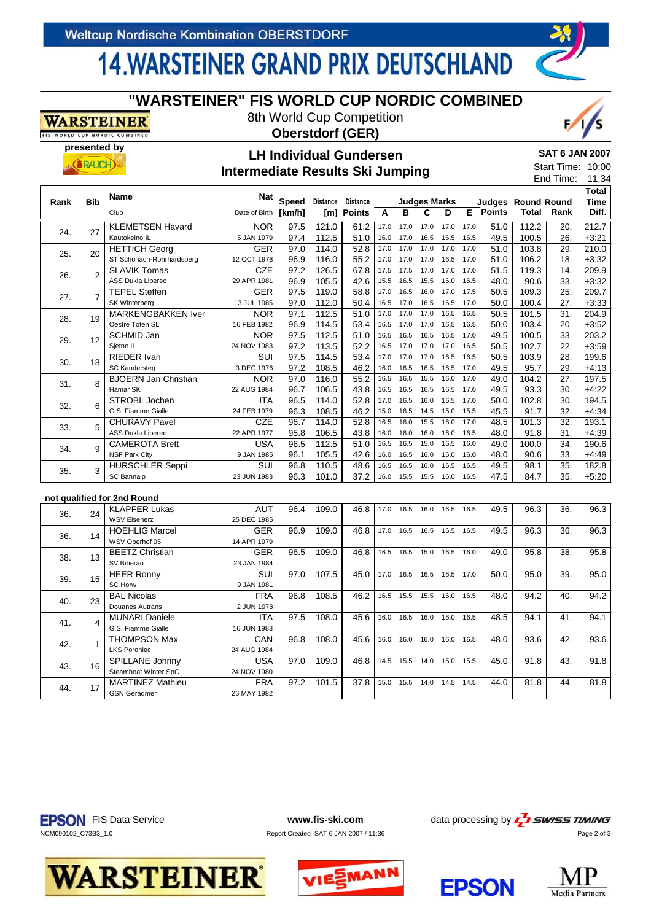Weltcup Nordische Kombination OBERSTDORF

# 14.WARSTEINER GRAND PRIX DEUTSCHLAND

## "WARSTEINER" FIS WORLD CUP NORDIC COMBINED

8th World Cup Competition

**Oberstdorf (GER)**

presented by RAUCH

### LH Individual Gundersen
### Intermediate Results Ski Jumping

**SAT 6 JAN 2007**

Start Time: 10:00
End Time: 11:34

| Rank | Bib | Name / Club | Nat / Date of Birth | Speed [km/h] | Distance [m] | Distance Points | A | B | C | D | E | Judges Points | Round Total | Round Rank | Total Time Diff. |
|---|---|---|---|---|---|---|---|---|---|---|---|---|---|---|---|
| 24. | 27 | KLEMETSEN Havard | NOR | 97.5 | 121.0 | 61.2 | 17.0 | 17.0 | 17.0 | 17.0 | 17.0 | 51.0 | 112.2 | 20. | 212.7 |
| | | Kautokeino IL | 5 JAN 1979 | 97.4 | 112.5 | 51.0 | 16.0 | 17.0 | 16.5 | 16.5 | 16.5 | 49.5 | 100.5 | 26. | +3:21 |
| 25. | 20 | HETTICH Georg | GER | 97.0 | 114.0 | 52.8 | 17.0 | 17.0 | 17.0 | 17.0 | 17.0 | 51.0 | 103.8 | 29. | 210.0 |
| | | ST Schonach-Rohrhardsberg | 12 OCT 1978 | 96.9 | 116.0 | 55.2 | 17.0 | 17.0 | 17.0 | 16.5 | 17.0 | 51.0 | 106.2 | 18. | +3:32 |
| 26. | 2 | SLAVIK Tomas | CZE | 97.2 | 126.5 | 67.8 | 17.5 | 17.5 | 17.0 | 17.0 | 17.0 | 51.5 | 119.3 | 14. | 209.9 |
| | | ASS Dukla Liberec | 29 APR 1981 | 96.9 | 105.5 | 42.6 | 15.5 | 16.5 | 15.5 | 16.0 | 16.5 | 48.0 | 90.6 | 33. | +3:32 |
| 27. | 7 | TEPEL Steffen | GER | 97.5 | 119.0 | 58.8 | 17.0 | 16.5 | 16.0 | 17.0 | 17.5 | 50.5 | 109.3 | 25. | 209.7 |
| | | SK Winterberg | 13 JUL 1985 | 97.0 | 112.0 | 50.4 | 16.5 | 17.0 | 16.5 | 16.5 | 17.0 | 50.0 | 100.4 | 27. | +3:33 |
| 28. | 19 | MARKENGBAKKEN Iver | NOR | 97.1 | 112.5 | 51.0 | 17.0 | 17.0 | 17.0 | 16.5 | 16.5 | 50.5 | 101.5 | 31. | 204.9 |
| | | Oestre Toten SL | 16 FEB 1982 | 96.9 | 114.5 | 53.4 | 16.5 | 17.0 | 17.0 | 16.5 | 16.5 | 50.0 | 103.4 | 20. | +3:52 |
| 29. | 12 | SCHMID Jan | NOR | 97.5 | 112.5 | 51.0 | 16.5 | 16.5 | 16.5 | 16.5 | 17.0 | 49.5 | 100.5 | 33. | 203.2 |
| | | Sjetne IL | 24 NOV 1983 | 97.2 | 113.5 | 52.2 | 16.5 | 17.0 | 17.0 | 17.0 | 16.5 | 50.5 | 102.7 | 22. | +3:59 |
| 30. | 18 | RIEDER Ivan | SUI | 97.5 | 114.5 | 53.4 | 17.0 | 17.0 | 17.0 | 16.5 | 16.5 | 50.5 | 103.9 | 28. | 199.6 |
| | | SC Kandersteg | 3 DEC 1976 | 97.2 | 108.5 | 46.2 | 16.0 | 16.5 | 16.5 | 16.5 | 17.0 | 49.5 | 95.7 | 29. | +4:13 |
| 31. | 8 | BJOERN Jan Christian | NOR | 97.0 | 116.0 | 55.2 | 16.5 | 16.5 | 15.5 | 16.0 | 17.0 | 49.0 | 104.2 | 27. | 197.5 |
| | | Hamar SK | 22 AUG 1984 | 96.7 | 106.5 | 43.8 | 16.5 | 16.5 | 16.5 | 16.5 | 17.0 | 49.5 | 93.3 | 30. | +4:22 |
| 32. | 6 | STROBL Jochen | ITA | 96.5 | 114.0 | 52.8 | 17.0 | 16.5 | 16.0 | 16.5 | 17.0 | 50.0 | 102.8 | 30. | 194.5 |
| | | G.S. Fiamme Gialle | 24 FEB 1979 | 96.3 | 108.5 | 46.2 | 15.0 | 16.5 | 14.5 | 15.0 | 15.5 | 45.5 | 91.7 | 32. | +4:34 |
| 33. | 5 | CHURAVY Pavel | CZE | 96.7 | 114.0 | 52.8 | 16.5 | 16.0 | 15.5 | 16.0 | 17.0 | 48.5 | 101.3 | 32. | 193.1 |
| | | ASS Dukla Liberec | 22 APR 1977 | 95.8 | 106.5 | 43.8 | 16.0 | 16.0 | 16.0 | 16.0 | 16.5 | 48.0 | 91.8 | 31. | +4:39 |
| 34. | 9 | CAMEROTA Brett | USA | 96.5 | 112.5 | 51.0 | 16.5 | 16.5 | 15.0 | 16.5 | 16.0 | 49.0 | 100.0 | 34. | 190.6 |
| | | NSF Park City | 9 JAN 1985 | 96.1 | 105.5 | 42.6 | 16.0 | 16.5 | 16.0 | 16.0 | 16.0 | 48.0 | 90.6 | 33. | +4:49 |
| 35. | 3 | HURSCHLER Seppi | SUI | 96.8 | 110.5 | 48.6 | 16.5 | 16.5 | 16.0 | 16.5 | 16.5 | 49.5 | 98.1 | 35. | 182.8 |
| | | SC Bannalp | 23 JUN 1983 | 96.3 | 101.0 | 37.2 | 16.0 | 15.5 | 15.5 | 16.0 | 16.5 | 47.5 | 84.7 | 35. | +5:20 |

**not qualified for 2nd Round**

| Rank | Bib | Name / Club | Nat / Date of Birth | Speed [km/h] | Distance [m] | Distance Points | A | B | C | D | E | Judges Points | Round Total | Round Rank | Total |
|---|---|---|---|---|---|---|---|---|---|---|---|---|---|---|---|
| 36. | 24 | KLAPFER Lukas | AUT | 96.4 | 109.0 | 46.8 | 17.0 | 16.5 | 16.0 | 16.5 | 16.5 | 49.5 | 96.3 | 36. | 96.3 |
| | | WSV Eisenerz | 25 DEC 1985 | | | | | | | | | | | | |
| 36. | 14 | HOEHLIG Marcel | GER | 96.9 | 109.0 | 46.8 | 17.0 | 16.5 | 16.5 | 16.5 | 16.5 | 49.5 | 96.3 | 36. | 96.3 |
| | | WSV Oberhof 05 | 14 APR 1979 | | | | | | | | | | | | |
| 38. | 13 | BEETZ Christian | GER | 96.5 | 109.0 | 46.8 | 16.5 | 16.5 | 15.0 | 16.5 | 16.0 | 49.0 | 95.8 | 38. | 95.8 |
| | | SV Biberau | 23 JAN 1984 | | | | | | | | | | | | |
| 39. | 15 | HEER Ronny | SUI | 97.0 | 107.5 | 45.0 | 17.0 | 16.5 | 16.5 | 16.5 | 17.0 | 50.0 | 95.0 | 39. | 95.0 |
| | | SC Horw | 9 JAN 1981 | | | | | | | | | | | | |
| 40. | 23 | BAL Nicolas | FRA | 96.8 | 108.5 | 46.2 | 16.5 | 15.5 | 15.5 | 16.0 | 16.5 | 48.0 | 94.2 | 40. | 94.2 |
| | | Douanes Autrans | 2 JUN 1978 | | | | | | | | | | | | |
| 41. | 4 | MUNARI Daniele | ITA | 97.5 | 108.0 | 45.6 | 16.0 | 16.5 | 16.0 | 16.0 | 16.5 | 48.5 | 94.1 | 41. | 94.1 |
| | | G.S. Fiamme Gialle | 16 JUN 1983 | | | | | | | | | | | | |
| 42. | 1 | THOMPSON Max | CAN | 96.8 | 108.0 | 45.6 | 16.0 | 16.0 | 16.0 | 16.0 | 16.5 | 48.0 | 93.6 | 42. | 93.6 |
| | | LKS Poroniec | 24 AUG 1984 | | | | | | | | | | | | |
| 43. | 16 | SPILLANE Johnny | USA | 97.0 | 109.0 | 46.8 | 14.5 | 15.5 | 14.0 | 15.0 | 15.5 | 45.0 | 91.8 | 43. | 91.8 |
| | | Steamboat Winter SpC | 24 NOV 1980 | | | | | | | | | | | | |
| 44. | 17 | MARTINEZ Mathieu | FRA | 97.2 | 101.5 | 37.8 | 15.0 | 15.5 | 14.0 | 14.5 | 14.5 | 44.0 | 81.8 | 44. | 81.8 |
| | | GSN Geradmer | 26 MAY 1982 | | | | | | | | | | | | |

EPSON FIS Data Service — www.fis-ski.com — data processing by SWISS TIMING

NCM090102_C73B3_1.0 — Report Created SAT 6 JAN 2007 / 11:36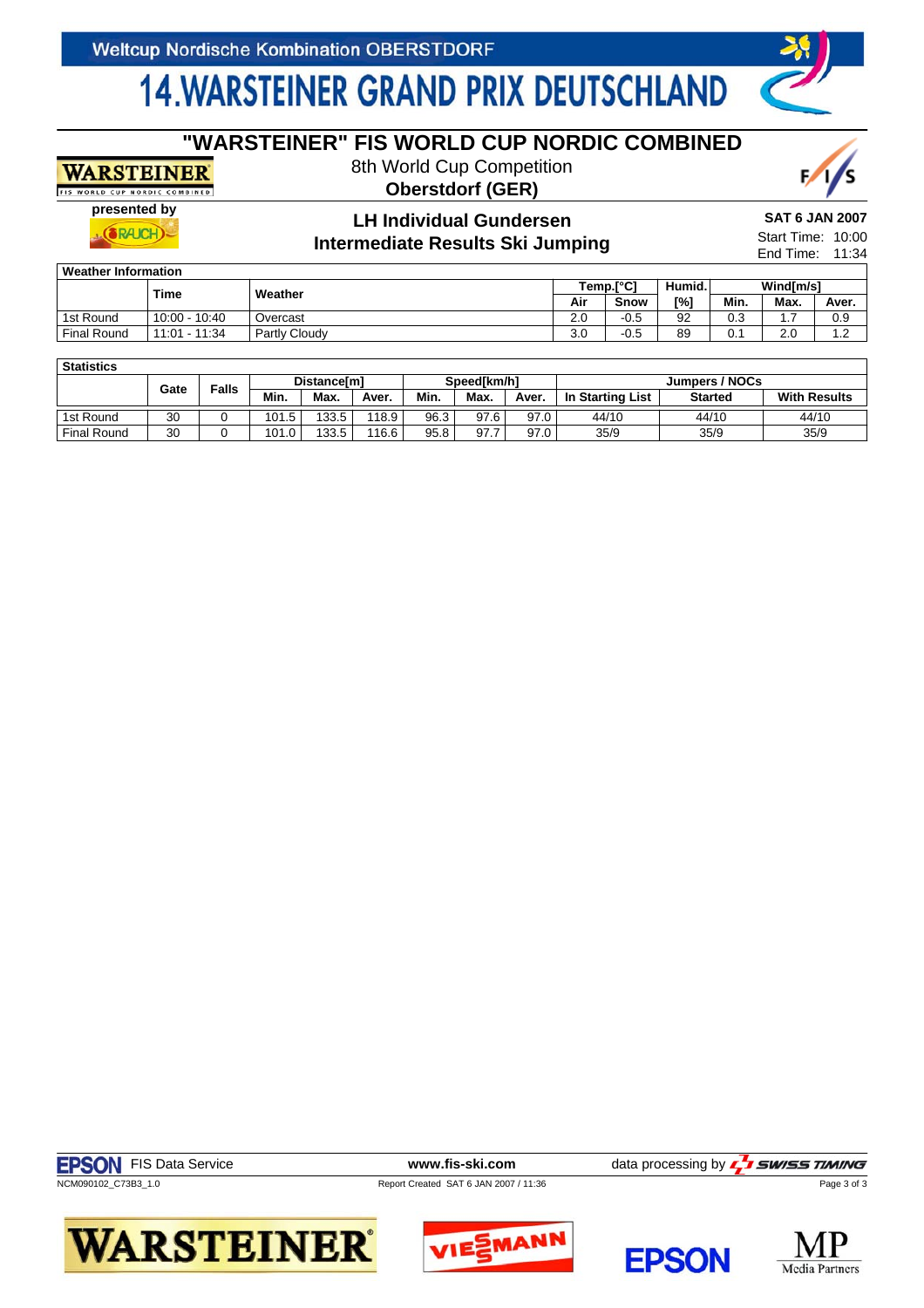Weltcup Nordische Kombination OBERSTDORF

# 14.WARSTEINER GRAND PRIX DEUTSCHLAND

## "WARSTEINER" FIS WORLD CUP NORDIC COMBINED

8th World Cup Competition

**Oberstdorf (GER)**

presented by

### LH Individual Gundersen
### Intermediate Results Ski Jumping

**SAT 6 JAN 2007**

Start Time: 10:00

End Time: 11:34

**Weather Information**

| | Time | Weather | Temp.[°C] | | Humid. | Wind[m/s] | | |
|---|---|---|---|---|---|---|---|---|
| | | | Air | Snow | [%] | Min. | Max. | Aver. |
| 1st Round | 10:00 - 10:40 | Overcast | 2.0 | -0.5 | 92 | 0.3 | 1.7 | 0.9 |
| Final Round | 11:01 - 11:34 | Partly Cloudy | 3.0 | -0.5 | 89 | 0.1 | 2.0 | 1.2 |

**Statistics**

| | Gate | Falls | Distance[m] | | | Speed[km/h] | | | Jumpers / NOCs | | |
|---|---|---|---|---|---|---|---|---|---|---|---|
| | | | Min. | Max. | Aver. | Min. | Max. | Aver. | In Starting List | Started | With Results |
| 1st Round | 30 | 0 | 101.5 | 133.5 | 118.9 | 96.3 | 97.6 | 97.0 | 44/10 | 44/10 | 44/10 |
| Final Round | 30 | 0 | 101.0 | 133.5 | 116.6 | 95.8 | 97.7 | 97.0 | 35/9 | 35/9 | 35/9 |

EPSON FIS Data Service www.fis-ski.com data processing by SWISS TIMING

NCM090102_C73B3_1.0 Report Created SAT 6 JAN 2007 / 11:36